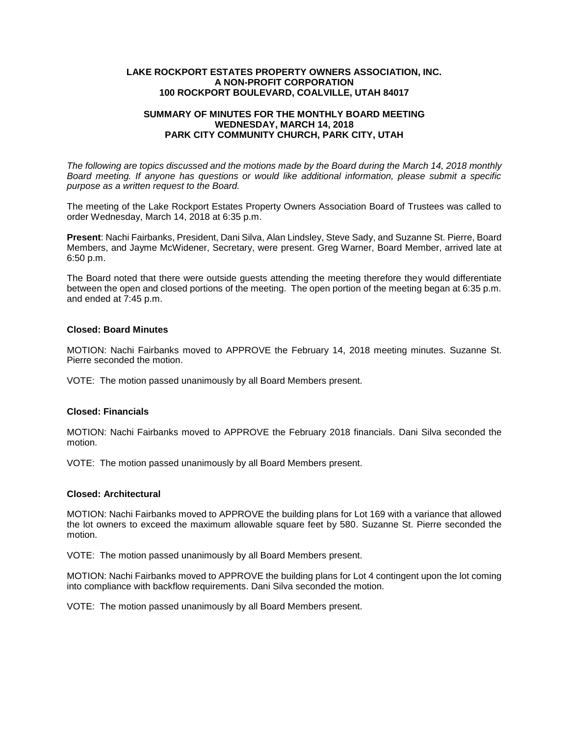**LAKE ROCKPORT ESTATES PROPERTY OWNERS ASSOCIATION, INC.**
**A NON-PROFIT CORPORATION**
**100 ROCKPORT BOULEVARD, COALVILLE, UTAH 84017**

**SUMMARY OF MINUTES FOR THE MONTHLY BOARD MEETING**
**WEDNESDAY, MARCH 14, 2018**
**PARK CITY COMMUNITY CHURCH, PARK CITY, UTAH**

*The following are topics discussed and the motions made by the Board during the March 14, 2018 monthly Board meeting. If anyone has questions or would like additional information, please submit a specific purpose as a written request to the Board.*

The meeting of the Lake Rockport Estates Property Owners Association Board of Trustees was called to order Wednesday, March 14, 2018 at 6:35 p.m.

**Present**: Nachi Fairbanks, President, Dani Silva, Alan Lindsley, Steve Sady, and Suzanne St. Pierre, Board Members, and Jayme McWidener, Secretary, were present. Greg Warner, Board Member, arrived late at 6:50 p.m.

The Board noted that there were outside guests attending the meeting therefore they would differentiate between the open and closed portions of the meeting. The open portion of the meeting began at 6:35 p.m. and ended at 7:45 p.m.

**Closed: Board Minutes**

MOTION: Nachi Fairbanks moved to APPROVE the February 14, 2018 meeting minutes. Suzanne St. Pierre seconded the motion.

VOTE: The motion passed unanimously by all Board Members present.

**Closed: Financials**

MOTION: Nachi Fairbanks moved to APPROVE the February 2018 financials. Dani Silva seconded the motion.

VOTE: The motion passed unanimously by all Board Members present.

**Closed: Architectural**

MOTION: Nachi Fairbanks moved to APPROVE the building plans for Lot 169 with a variance that allowed the lot owners to exceed the maximum allowable square feet by 580. Suzanne St. Pierre seconded the motion.

VOTE: The motion passed unanimously by all Board Members present.

MOTION: Nachi Fairbanks moved to APPROVE the building plans for Lot 4 contingent upon the lot coming into compliance with backflow requirements. Dani Silva seconded the motion.

VOTE: The motion passed unanimously by all Board Members present.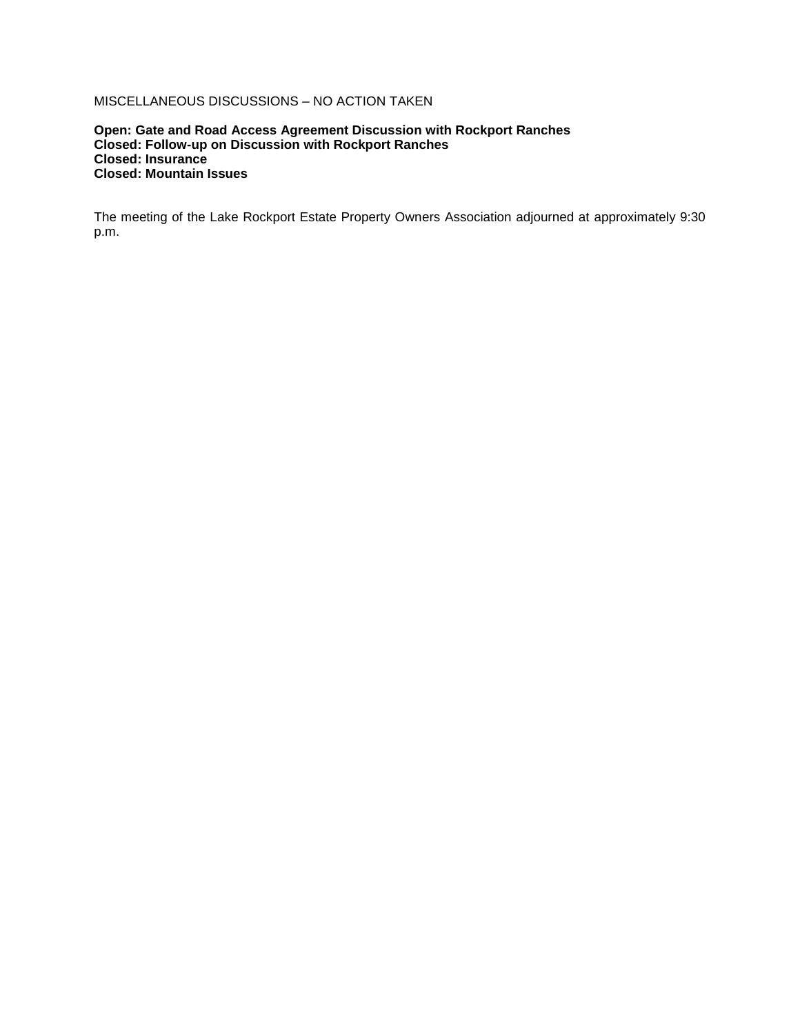MISCELLANEOUS DISCUSSIONS – NO ACTION TAKEN

**Open: Gate and Road Access Agreement Discussion with Rockport Ranches**
**Closed: Follow-up on Discussion with Rockport Ranches**
**Closed: Insurance**
**Closed: Mountain Issues**

The meeting of the Lake Rockport Estate Property Owners Association adjourned at approximately 9:30 p.m.